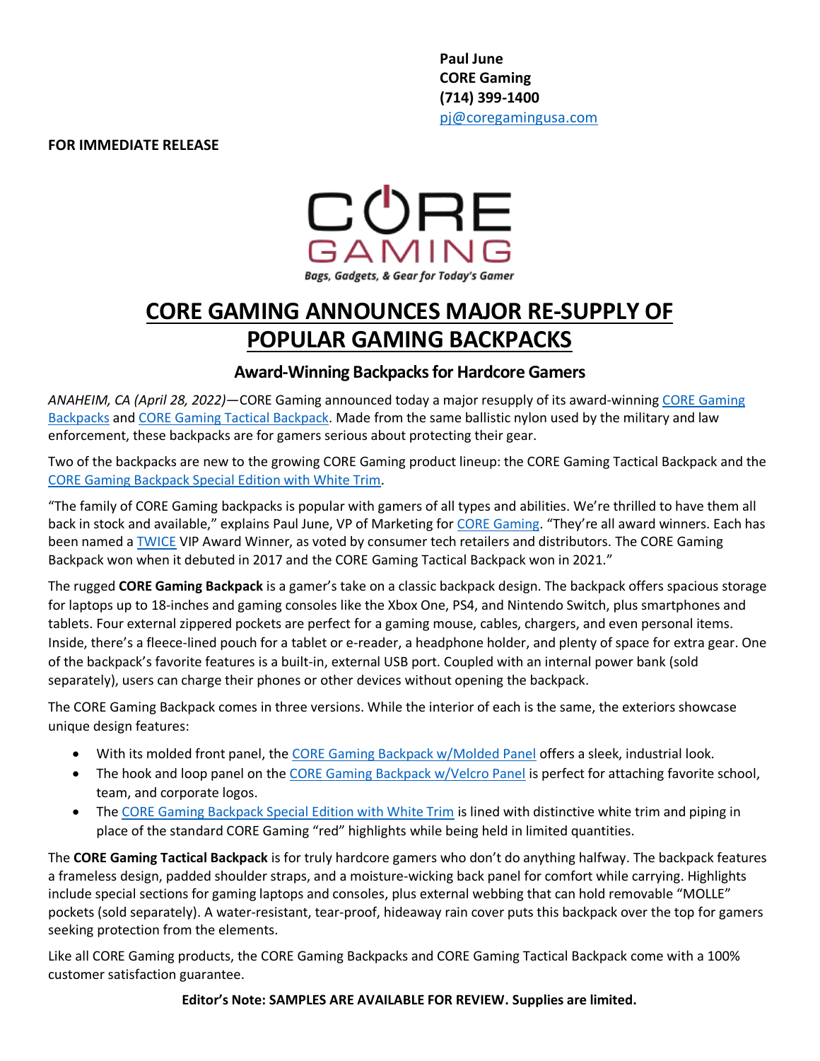**Paul June**
**CORE Gaming**
**(714) 399-1400**
pj@coregamingusa.com

**FOR IMMEDIATE RELEASE**

CORE GAMING

*Bags, Gadgets, & Gear for Today's Gamer*

# CORE GAMING ANNOUNCES MAJOR RE-SUPPLY OF POPULAR GAMING BACKPACKS

## Award-Winning Backpacks for Hardcore Gamers

*ANAHEIM, CA (April 28, 2022)*—CORE Gaming announced today a major resupply of its award-winning CORE Gaming Backpacks and CORE Gaming Tactical Backpack. Made from the same ballistic nylon used by the military and law enforcement, these backpacks are for gamers serious about protecting their gear.

Two of the backpacks are new to the growing CORE Gaming product lineup: the CORE Gaming Tactical Backpack and the CORE Gaming Backpack Special Edition with White Trim.

"The family of CORE Gaming backpacks is popular with gamers of all types and abilities. We're thrilled to have them all back in stock and available," explains Paul June, VP of Marketing for CORE Gaming. "They're all award winners. Each has been named a TWICE VIP Award Winner, as voted by consumer tech retailers and distributors. The CORE Gaming Backpack won when it debuted in 2017 and the CORE Gaming Tactical Backpack won in 2021."

The rugged **CORE Gaming Backpack** is a gamer's take on a classic backpack design. The backpack offers spacious storage for laptops up to 18-inches and gaming consoles like the Xbox One, PS4, and Nintendo Switch, plus smartphones and tablets. Four external zippered pockets are perfect for a gaming mouse, cables, chargers, and even personal items. Inside, there's a fleece-lined pouch for a tablet or e-reader, a headphone holder, and plenty of space for extra gear. One of the backpack's favorite features is a built-in, external USB port. Coupled with an internal power bank (sold separately), users can charge their phones or other devices without opening the backpack.

The CORE Gaming Backpack comes in three versions. While the interior of each is the same, the exteriors showcase unique design features:

- With its molded front panel, the CORE Gaming Backpack w/Molded Panel offers a sleek, industrial look.
- The hook and loop panel on the CORE Gaming Backpack w/Velcro Panel is perfect for attaching favorite school, team, and corporate logos.
- The CORE Gaming Backpack Special Edition with White Trim is lined with distinctive white trim and piping in place of the standard CORE Gaming "red" highlights while being held in limited quantities.

The **CORE Gaming Tactical Backpack** is for truly hardcore gamers who don't do anything halfway. The backpack features a frameless design, padded shoulder straps, and a moisture-wicking back panel for comfort while carrying. Highlights include special sections for gaming laptops and consoles, plus external webbing that can hold removable "MOLLE" pockets (sold separately). A water-resistant, tear-proof, hideaway rain cover puts this backpack over the top for gamers seeking protection from the elements.

Like all CORE Gaming products, the CORE Gaming Backpacks and CORE Gaming Tactical Backpack come with a 100% customer satisfaction guarantee.

**Editor's Note: SAMPLES ARE AVAILABLE FOR REVIEW. Supplies are limited.**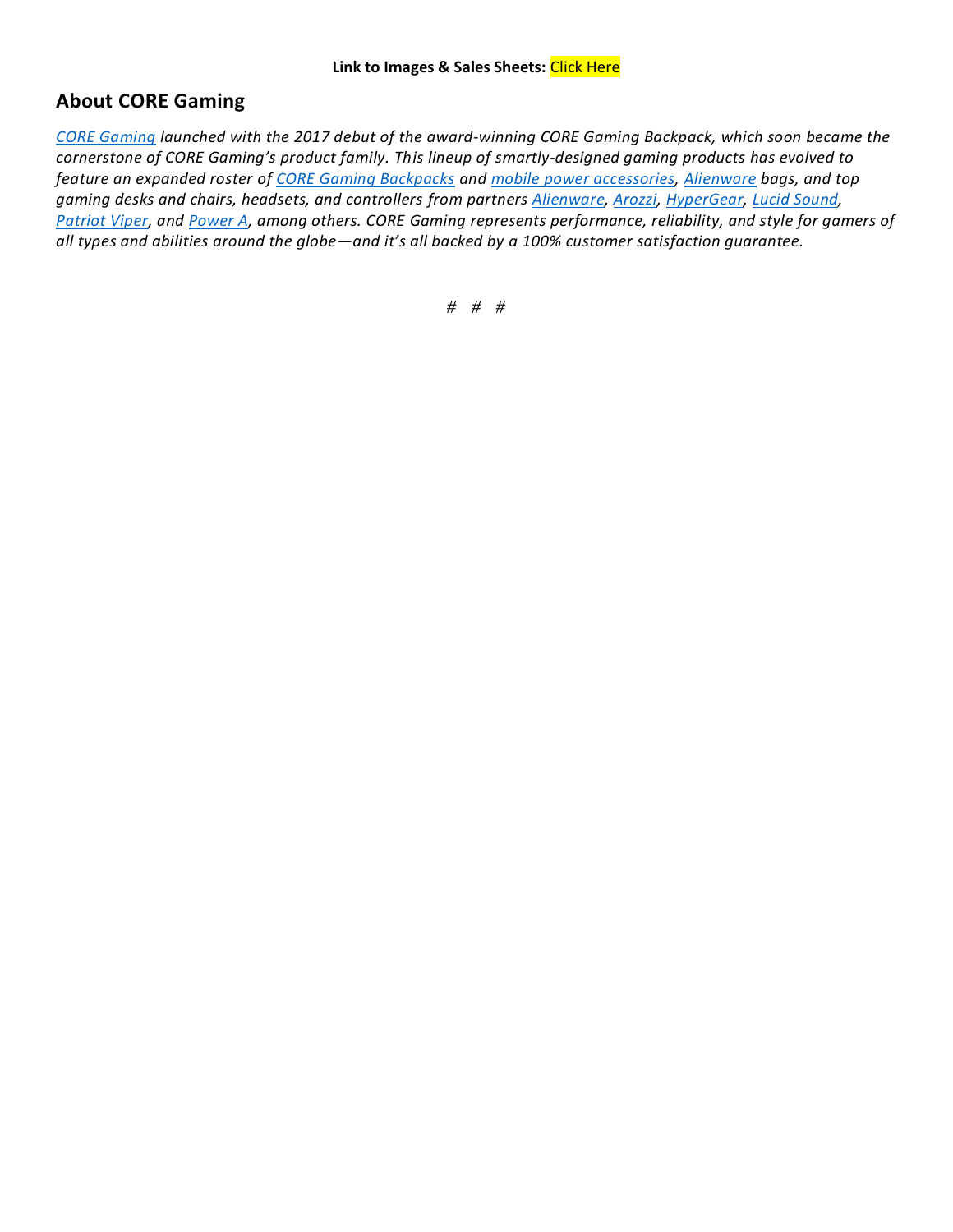**Link to Images & Sales Sheets:** Click Here

## About CORE Gaming

*CORE Gaming launched with the 2017 debut of the award-winning CORE Gaming Backpack, which soon became the cornerstone of CORE Gaming's product family. This lineup of smartly-designed gaming products has evolved to feature an expanded roster of CORE Gaming Backpacks and mobile power accessories, Alienware bags, and top gaming desks and chairs, headsets, and controllers from partners Alienware, Arozzi, HyperGear, Lucid Sound, Patriot Viper, and Power A, among others. CORE Gaming represents performance, reliability, and style for gamers of all types and abilities around the globe—and it's all backed by a 100% customer satisfaction guarantee.*

# # #